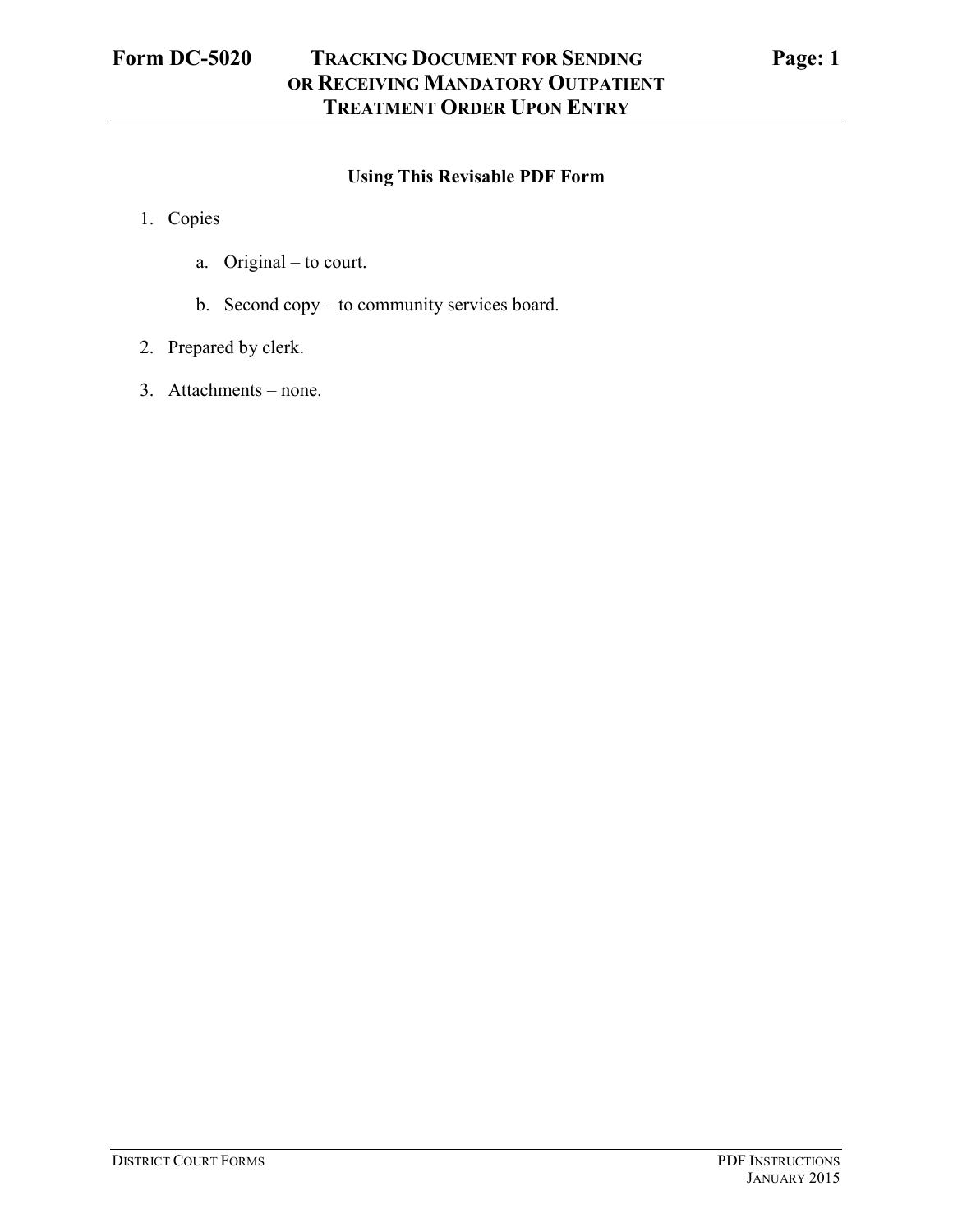## Using This Revisable PDF Form

1. Copies

   a. Original – to court.

   b. Second copy – to community services board.

2. Prepared by clerk.

3. Attachments – none.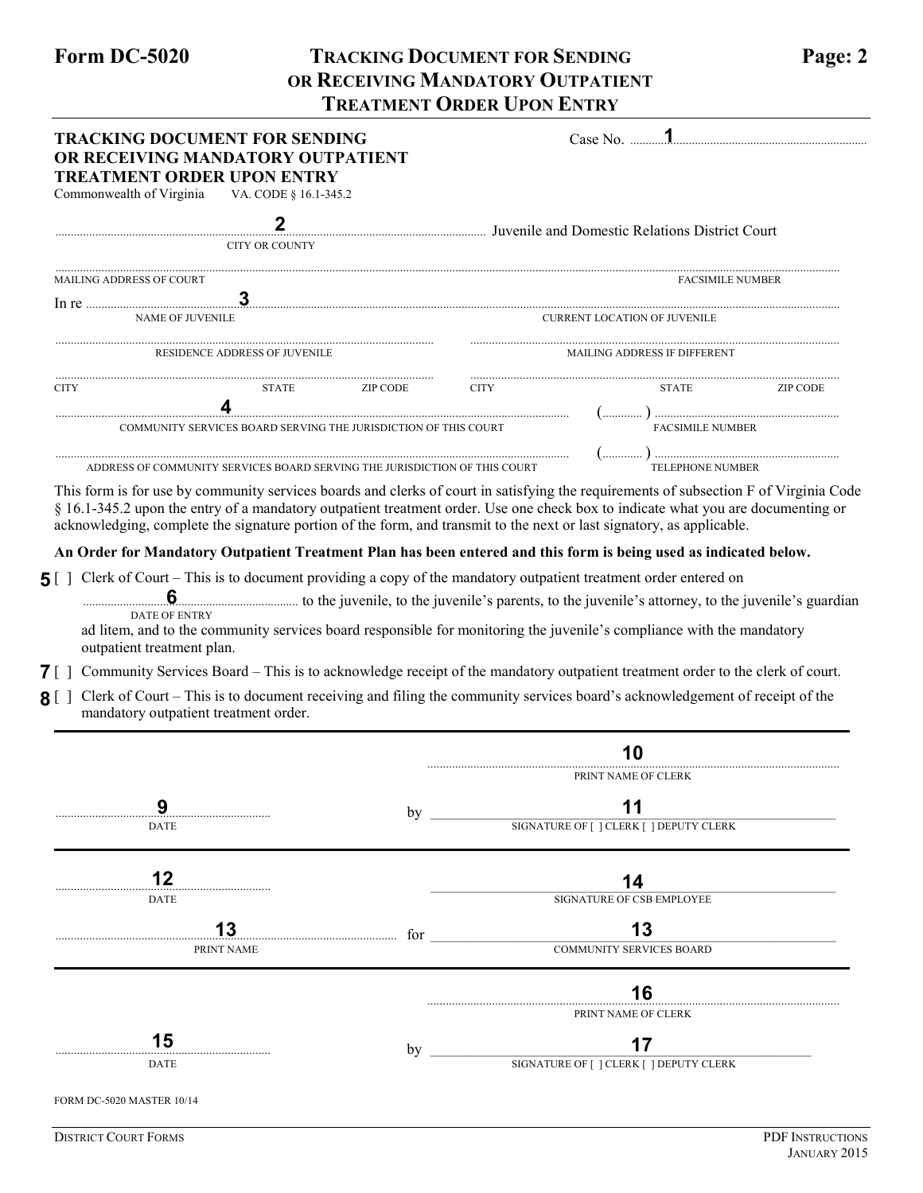# Form DC-5020 — TRACKING DOCUMENT FOR SENDING OR RECEIVING MANDATORY OUTPATIENT TREATMENT ORDER UPON ENTRY — Page: 2

**TRACKING DOCUMENT FOR SENDING OR RECEIVING MANDATORY OUTPATIENT TREATMENT ORDER UPON ENTRY**

Commonwealth of Virginia VA. CODE § 16.1-345.2

Case No. ..........**1**..........

..........**2**.......... Juvenile and Domestic Relations District Court
CITY OR COUNTY

.......... MAILING ADDRESS OF COURT .......... FACSIMILE NUMBER

In re ..........**3**.......... NAME OF JUVENILE .......... CURRENT LOCATION OF JUVENILE

.......... RESIDENCE ADDRESS OF JUVENILE .......... MAILING ADDRESS IF DIFFERENT

CITY STATE ZIP CODE CITY STATE ZIP CODE

..........**4**.......... COMMUNITY SERVICES BOARD SERVING THE JURISDICTION OF THIS COURT (..........) .......... FACSIMILE NUMBER

.......... ADDRESS OF COMMUNITY SERVICES BOARD SERVING THE JURISDICTION OF THIS COURT (..........) .......... TELEPHONE NUMBER

This form is for use by community services boards and clerks of court in satisfying the requirements of subsection F of Virginia Code § 16.1-345.2 upon the entry of a mandatory outpatient treatment order. Use one check box to indicate what you are documenting or acknowledging, complete the signature portion of the form, and transmit to the next or last signatory, as applicable.

**An Order for Mandatory Outpatient Treatment Plan has been entered and this form is being used as indicated below.**

**5** [ ] Clerk of Court – This is to document providing a copy of the mandatory outpatient treatment order entered on ..........**6**.......... (DATE OF ENTRY) to the juvenile, to the juvenile's parents, to the juvenile's attorney, to the juvenile's guardian ad litem, and to the community services board responsible for monitoring the juvenile's compliance with the mandatory outpatient treatment plan.

**7** [ ] Community Services Board – This is to acknowledge receipt of the mandatory outpatient treatment order to the clerk of court.

**8** [ ] Clerk of Court – This is to document receiving and filing the community services board's acknowledgement of receipt of the mandatory outpatient treatment order.

..........**10**.......... PRINT NAME OF CLERK

..........**9**.......... DATE by ..........**11**.......... SIGNATURE OF [ ] CLERK [ ] DEPUTY CLERK

..........**12**.......... DATE ..........**14**.......... SIGNATURE OF CSB EMPLOYEE

..........**13**.......... PRINT NAME for ..........**13**.......... COMMUNITY SERVICES BOARD

..........**16**.......... PRINT NAME OF CLERK

..........**15**.......... DATE by ..........**17**.......... SIGNATURE OF [ ] CLERK [ ] DEPUTY CLERK

FORM DC-5020 MASTER 10/14

DISTRICT COURT FORMS — PDF INSTRUCTIONS JANUARY 2015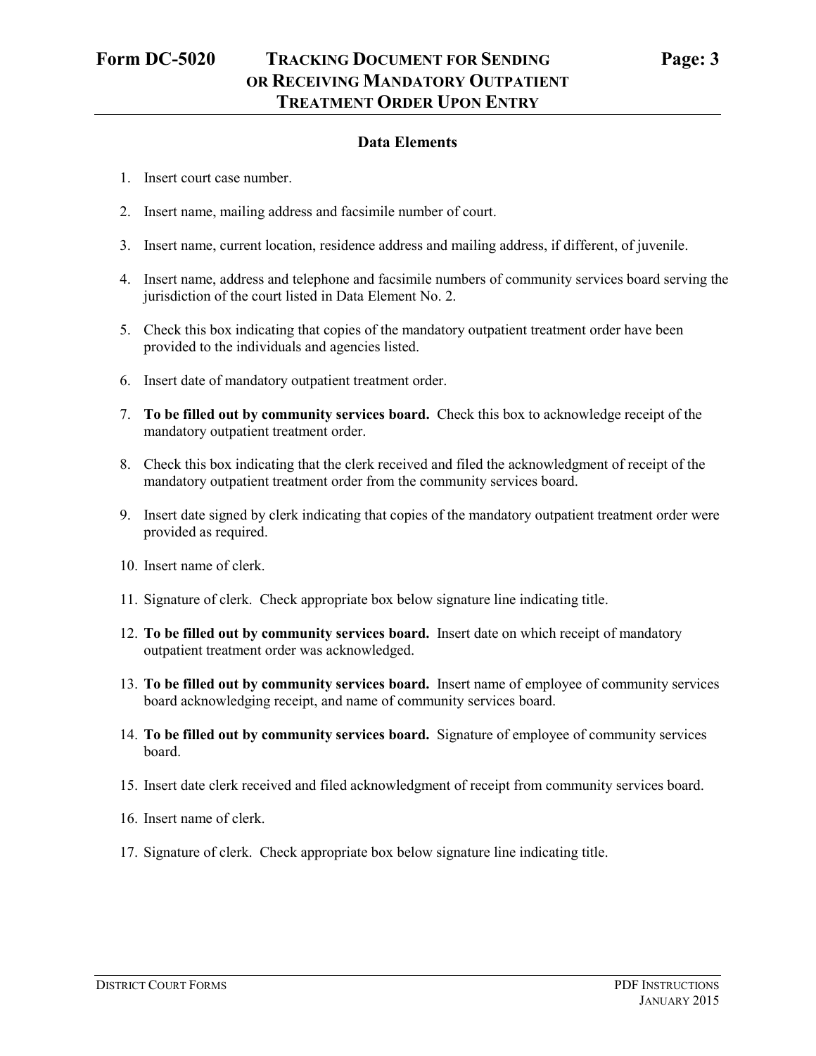## Data Elements

1. Insert court case number.
2. Insert name, mailing address and facsimile number of court.
3. Insert name, current location, residence address and mailing address, if different, of juvenile.
4. Insert name, address and telephone and facsimile numbers of community services board serving the jurisdiction of the court listed in Data Element No. 2.
5. Check this box indicating that copies of the mandatory outpatient treatment order have been provided to the individuals and agencies listed.
6. Insert date of mandatory outpatient treatment order.
7. **To be filled out by community services board.** Check this box to acknowledge receipt of the mandatory outpatient treatment order.
8. Check this box indicating that the clerk received and filed the acknowledgment of receipt of the mandatory outpatient treatment order from the community services board.
9. Insert date signed by clerk indicating that copies of the mandatory outpatient treatment order were provided as required.
10. Insert name of clerk.
11. Signature of clerk. Check appropriate box below signature line indicating title.
12. **To be filled out by community services board.** Insert date on which receipt of mandatory outpatient treatment order was acknowledged.
13. **To be filled out by community services board.** Insert name of employee of community services board acknowledging receipt, and name of community services board.
14. **To be filled out by community services board.** Signature of employee of community services board.
15. Insert date clerk received and filed acknowledgment of receipt from community services board.
16. Insert name of clerk.
17. Signature of clerk. Check appropriate box below signature line indicating title.